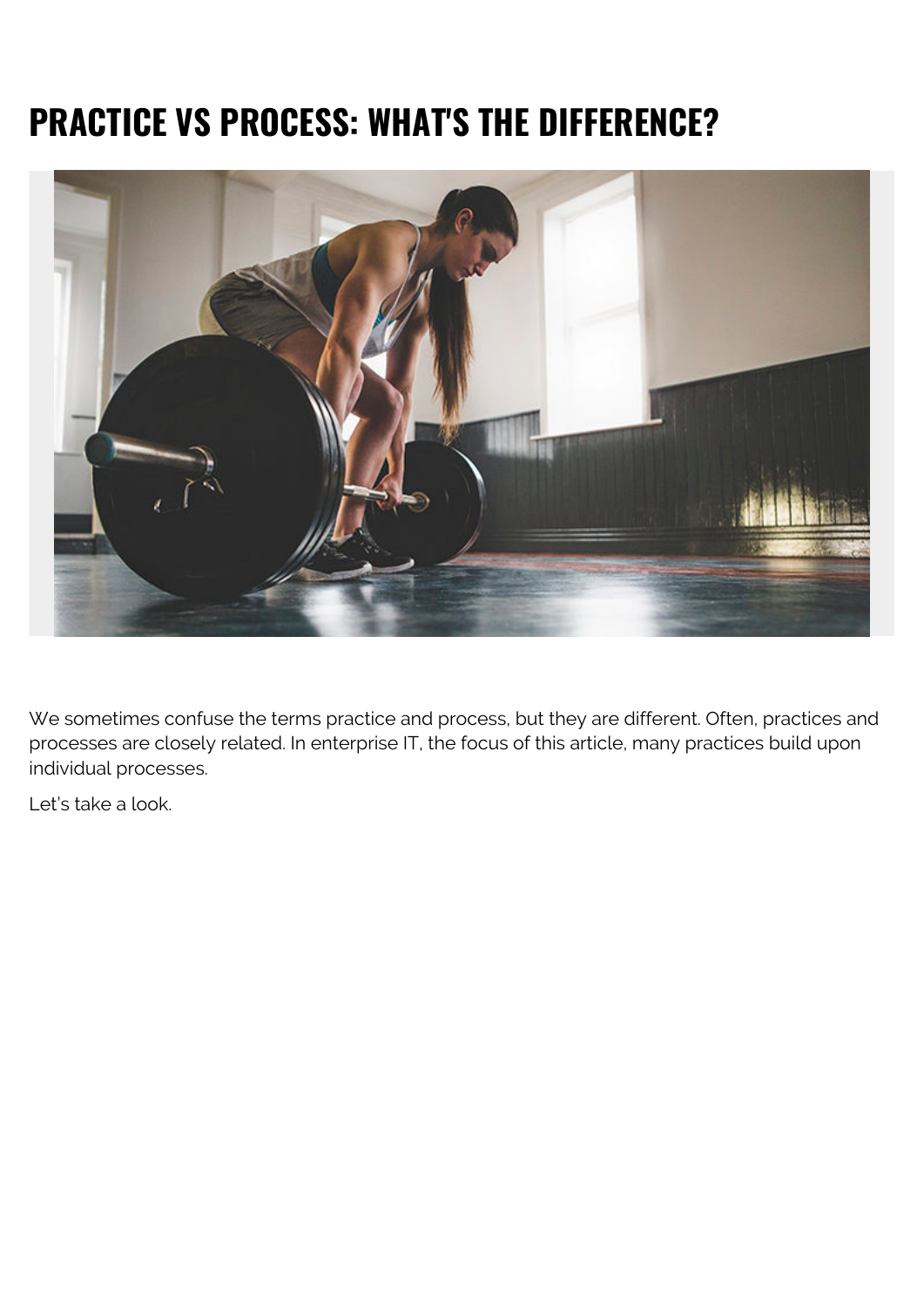# PRACTICE VS PROCESS: WHAT'S THE DIFFERENCE?

We sometimes confuse the terms practice and process, but they are different. Often, practices and processes are closely related. In enterprise IT, the focus of this article, many practices build upon individual processes.

Let's take a look.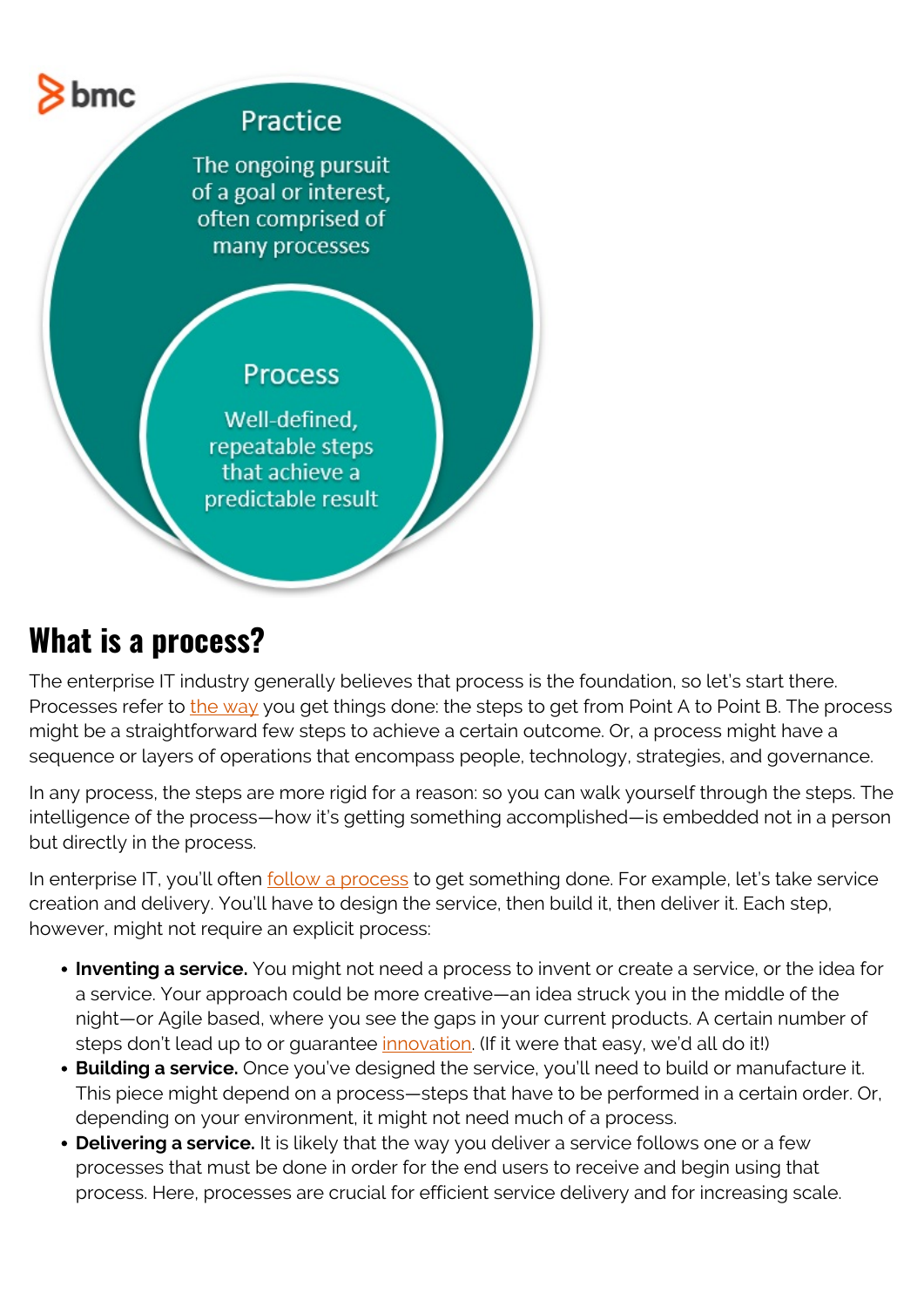Practice

The ongoing pursuit of a goal or interest, often comprised of many processes

Process

Well-defined, repeatable steps that achieve a predictable result

## What is a process?

The enterprise IT industry generally believes that process is the foundation, so let's start there. Processes refer to the way you get things done: the steps to get from Point A to Point B. The process might be a straightforward few steps to achieve a certain outcome. Or, a process might have a sequence or layers of operations that encompass people, technology, strategies, and governance.

In any process, the steps are more rigid for a reason: so you can walk yourself through the steps. The intelligence of the process—how it's getting something accomplished—is embedded not in a person but directly in the process.

In enterprise IT, you'll often follow a process to get something done. For example, let's take service creation and delivery. You'll have to design the service, then build it, then deliver it. Each step, however, might not require an explicit process:

- **Inventing a service.** You might not need a process to invent or create a service, or the idea for a service. Your approach could be more creative—an idea struck you in the middle of the night—or Agile based, where you see the gaps in your current products. A certain number of steps don't lead up to or guarantee innovation. (If it were that easy, we'd all do it!)
- **Building a service.** Once you've designed the service, you'll need to build or manufacture it. This piece might depend on a process—steps that have to be performed in a certain order. Or, depending on your environment, it might not need much of a process.
- **Delivering a service.** It is likely that the way you deliver a service follows one or a few processes that must be done in order for the end users to receive and begin using that process. Here, processes are crucial for efficient service delivery and for increasing scale.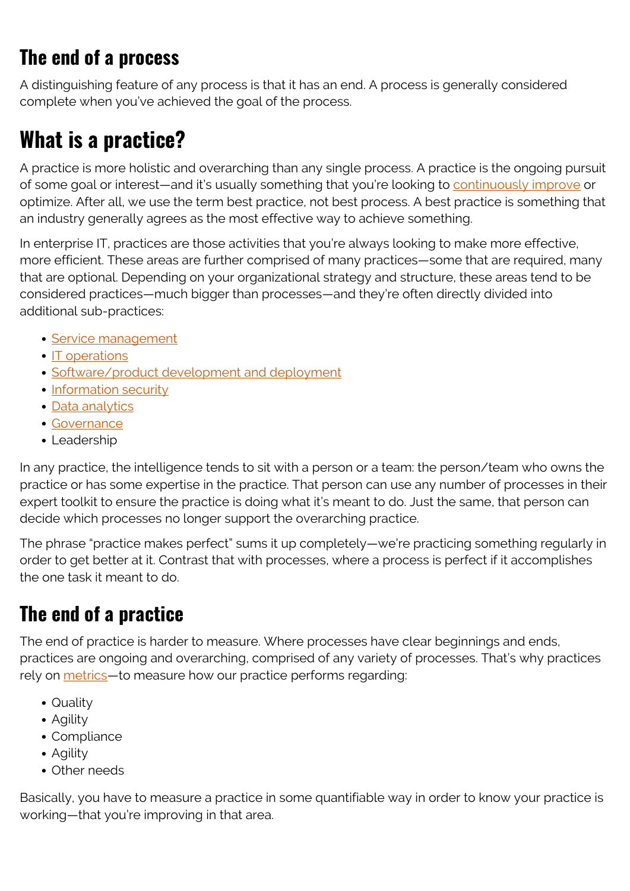## The end of a process

A distinguishing feature of any process is that it has an end. A process is generally considered complete when you've achieved the goal of the process.

# What is a practice?

A practice is more holistic and overarching than any single process. A practice is the ongoing pursuit of some goal or interest—and it's usually something that you're looking to continuously improve or optimize. After all, we use the term best practice, not best process. A best practice is something that an industry generally agrees as the most effective way to achieve something.

In enterprise IT, practices are those activities that you're always looking to make more effective, more efficient. These areas are further comprised of many practices—some that are required, many that are optional. Depending on your organizational strategy and structure, these areas tend to be considered practices—much bigger than processes—and they're often directly divided into additional sub-practices:

- Service management
- IT operations
- Software/product development and deployment
- Information security
- Data analytics
- Governance
- Leadership

In any practice, the intelligence tends to sit with a person or a team: the person/team who owns the practice or has some expertise in the practice. That person can use any number of processes in their expert toolkit to ensure the practice is doing what it's meant to do. Just the same, that person can decide which processes no longer support the overarching practice.

The phrase "practice makes perfect" sums it up completely—we're practicing something regularly in order to get better at it. Contrast that with processes, where a process is perfect if it accomplishes the one task it meant to do.

## The end of a practice

The end of practice is harder to measure. Where processes have clear beginnings and ends, practices are ongoing and overarching, comprised of any variety of processes. That's why practices rely on metrics—to measure how our practice performs regarding:

- Quality
- Agility
- Compliance
- Agility
- Other needs

Basically, you have to measure a practice in some quantifiable way in order to know your practice is working—that you're improving in that area.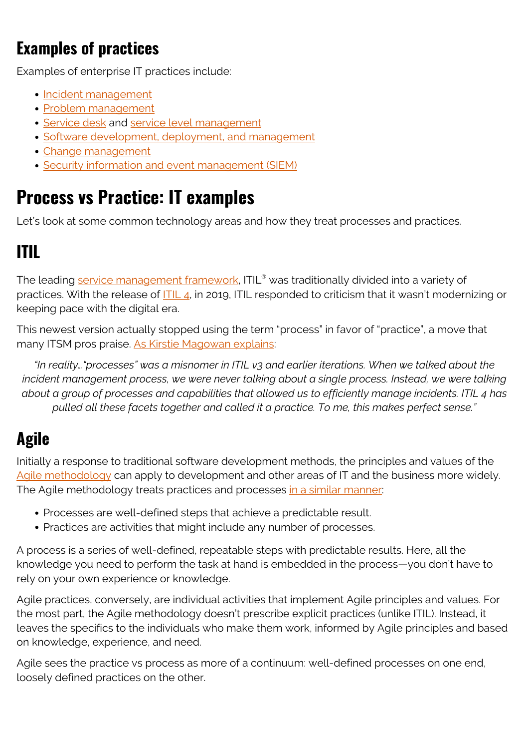## Examples of practices

Examples of enterprise IT practices include:

- Incident management
- Problem management
- Service desk and service level management
- Software development, deployment, and management
- Change management
- Security information and event management (SIEM)

# Process vs Practice: IT examples

Let's look at some common technology areas and how they treat processes and practices.

## ITIL

The leading service management framework, ITIL® was traditionally divided into a variety of practices. With the release of ITIL 4, in 2019, ITIL responded to criticism that it wasn't modernizing or keeping pace with the digital era.

This newest version actually stopped using the term "process" in favor of "practice", a move that many ITSM pros praise. As Kirstie Magowan explains:

> *"In reality…"processes" was a misnomer in ITIL v3 and earlier iterations. When we talked about the incident management process, we were never talking about a single process. Instead, we were talking about a group of processes and capabilities that allowed us to efficiently manage incidents. ITIL 4 has pulled all these facets together and called it a practice. To me, this makes perfect sense."*

## Agile

Initially a response to traditional software development methods, the principles and values of the Agile methodology can apply to development and other areas of IT and the business more widely. The Agile methodology treats practices and processes in a similar manner:

- Processes are well-defined steps that achieve a predictable result.
- Practices are activities that might include any number of processes.

A process is a series of well-defined, repeatable steps with predictable results. Here, all the knowledge you need to perform the task at hand is embedded in the process—you don't have to rely on your own experience or knowledge.

Agile practices, conversely, are individual activities that implement Agile principles and values. For the most part, the Agile methodology doesn't prescribe explicit practices (unlike ITIL). Instead, it leaves the specifics to the individuals who make them work, informed by Agile principles and based on knowledge, experience, and need.

Agile sees the practice vs process as more of a continuum: well-defined processes on one end, loosely defined practices on the other.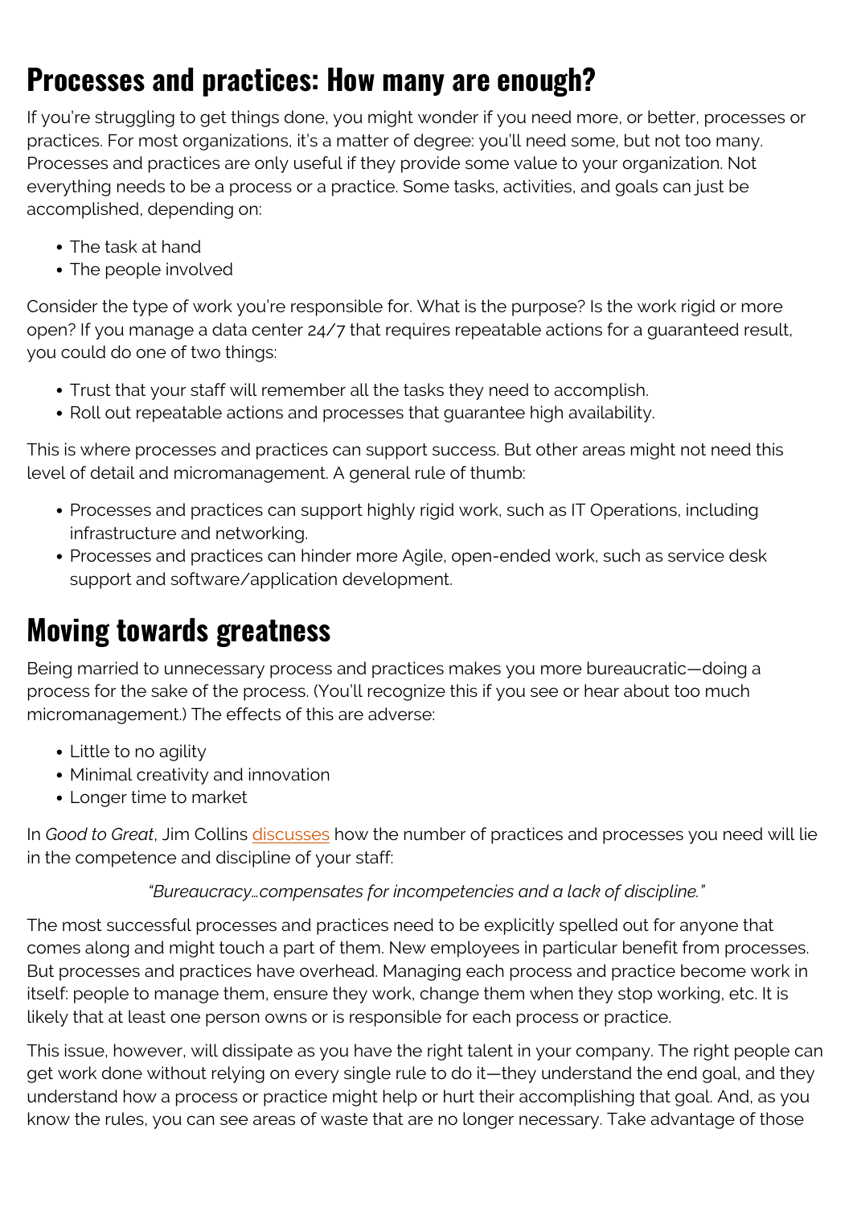## Processes and practices: How many are enough?

If you're struggling to get things done, you might wonder if you need more, or better, processes or practices. For most organizations, it's a matter of degree: you'll need some, but not too many. Processes and practices are only useful if they provide some value to your organization. Not everything needs to be a process or a practice. Some tasks, activities, and goals can just be accomplished, depending on:

- The task at hand
- The people involved

Consider the type of work you're responsible for. What is the purpose? Is the work rigid or more open? If you manage a data center 24/7 that requires repeatable actions for a guaranteed result, you could do one of two things:

- Trust that your staff will remember all the tasks they need to accomplish.
- Roll out repeatable actions and processes that guarantee high availability.

This is where processes and practices can support success. But other areas might not need this level of detail and micromanagement. A general rule of thumb:

- Processes and practices can support highly rigid work, such as IT Operations, including infrastructure and networking.
- Processes and practices can hinder more Agile, open-ended work, such as service desk support and software/application development.

## Moving towards greatness

Being married to unnecessary process and practices makes you more bureaucratic—doing a process for the sake of the process. (You'll recognize this if you see or hear about too much micromanagement.) The effects of this are adverse:

- Little to no agility
- Minimal creativity and innovation
- Longer time to market

In *Good to Great*, Jim Collins [discusses](#) how the number of practices and processes you need will lie in the competence and discipline of your staff:

*"Bureaucracy…compensates for incompetencies and a lack of discipline."*

The most successful processes and practices need to be explicitly spelled out for anyone that comes along and might touch a part of them. New employees in particular benefit from processes. But processes and practices have overhead. Managing each process and practice become work in itself: people to manage them, ensure they work, change them when they stop working, etc. It is likely that at least one person owns or is responsible for each process or practice.

This issue, however, will dissipate as you have the right talent in your company. The right people can get work done without relying on every single rule to do it—they understand the end goal, and they understand how a process or practice might help or hurt their accomplishing that goal. And, as you know the rules, you can see areas of waste that are no longer necessary. Take advantage of those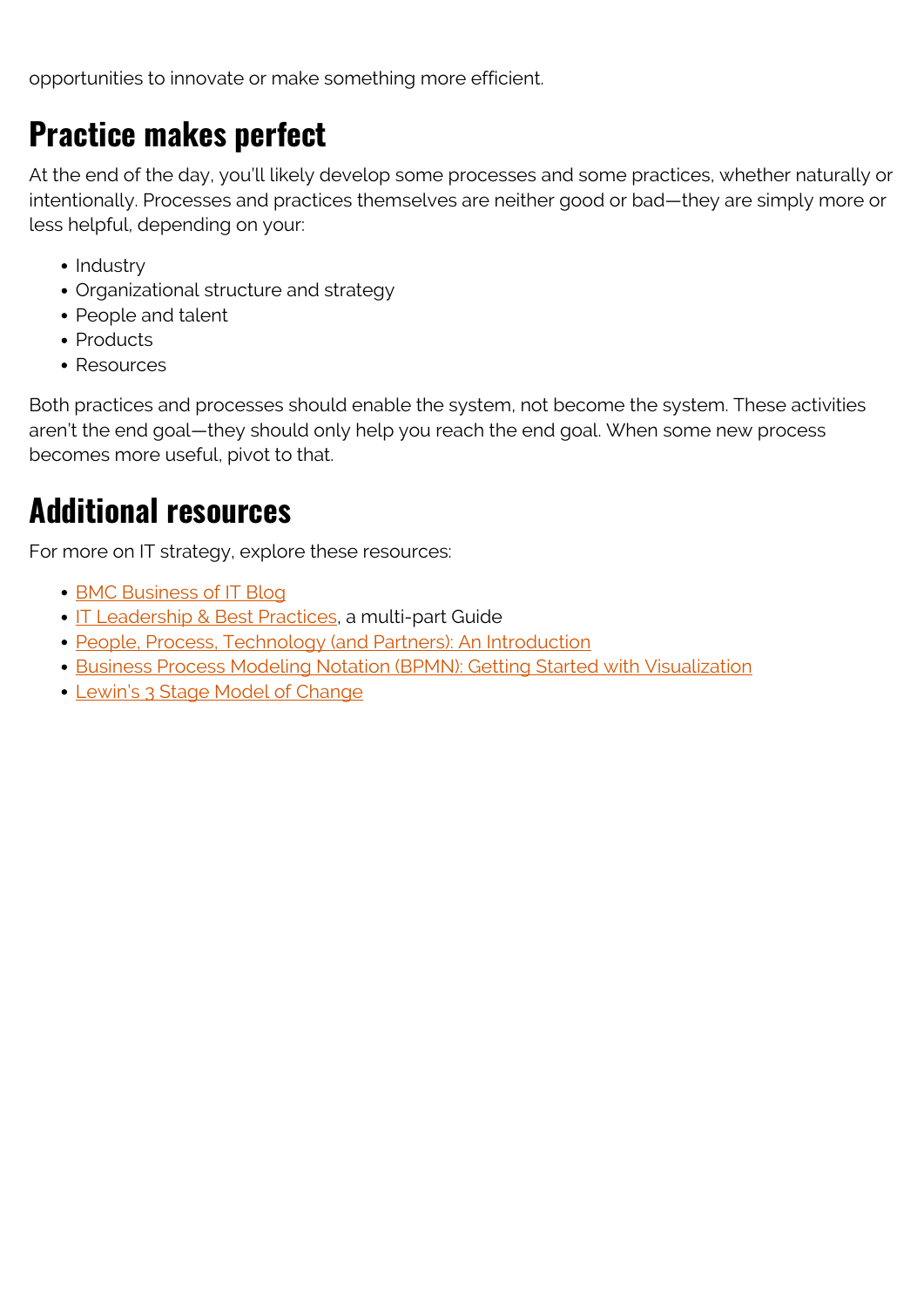opportunities to innovate or make something more efficient.

## Practice makes perfect

At the end of the day, you'll likely develop some processes and some practices, whether naturally or intentionally. Processes and practices themselves are neither good or bad—they are simply more or less helpful, depending on your:

- Industry
- Organizational structure and strategy
- People and talent
- Products
- Resources

Both practices and processes should enable the system, not become the system. These activities aren't the end goal—they should only help you reach the end goal. When some new process becomes more useful, pivot to that.

## Additional resources

For more on IT strategy, explore these resources:

- BMC Business of IT Blog
- IT Leadership & Best Practices, a multi-part Guide
- People, Process, Technology (and Partners): An Introduction
- Business Process Modeling Notation (BPMN): Getting Started with Visualization
- Lewin's 3 Stage Model of Change